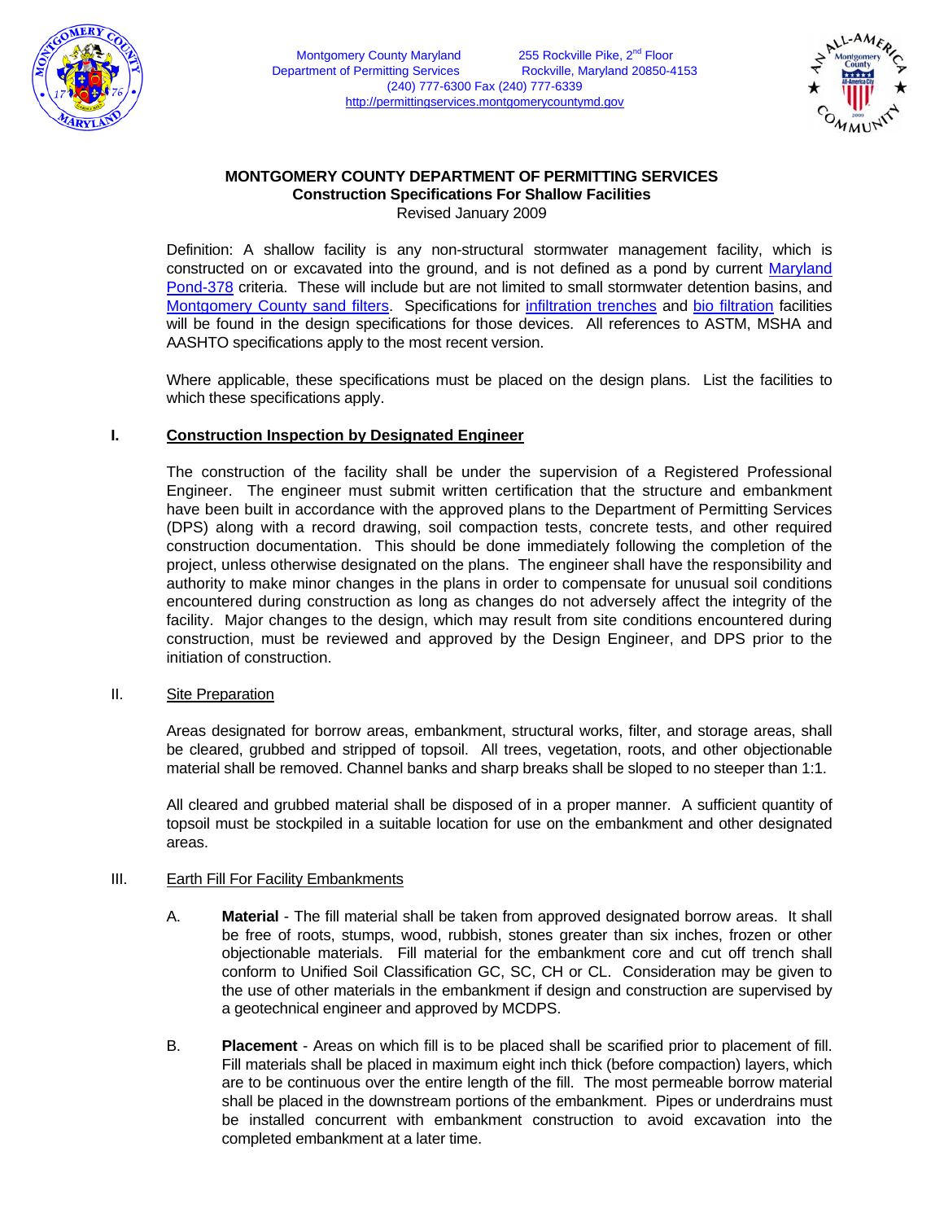Montgomery County Maryland
Department of Permitting Services
255 Rockville Pike, 2nd Floor
Rockville, Maryland 20850-4153
(240) 777-6300 Fax (240) 777-6339
http://permittingservices.montgomerycountymd.gov

**MONTGOMERY COUNTY DEPARTMENT OF PERMITTING SERVICES**
**Construction Specifications For Shallow Facilities**
Revised January 2009

Definition: A shallow facility is any non-structural stormwater management facility, which is constructed on or excavated into the ground, and is not defined as a pond by current Maryland Pond-378 criteria. These will include but are not limited to small stormwater detention basins, and Montgomery County sand filters. Specifications for infiltration trenches and bio filtration facilities will be found in the design specifications for those devices. All references to ASTM, MSHA and AASHTO specifications apply to the most recent version.

Where applicable, these specifications must be placed on the design plans. List the facilities to which these specifications apply.

## I. Construction Inspection by Designated Engineer

The construction of the facility shall be under the supervision of a Registered Professional Engineer. The engineer must submit written certification that the structure and embankment have been built in accordance with the approved plans to the Department of Permitting Services (DPS) along with a record drawing, soil compaction tests, concrete tests, and other required construction documentation. This should be done immediately following the completion of the project, unless otherwise designated on the plans. The engineer shall have the responsibility and authority to make minor changes in the plans in order to compensate for unusual soil conditions encountered during construction as long as changes do not adversely affect the integrity of the facility. Major changes to the design, which may result from site conditions encountered during construction, must be reviewed and approved by the Design Engineer, and DPS prior to the initiation of construction.

## II. Site Preparation

Areas designated for borrow areas, embankment, structural works, filter, and storage areas, shall be cleared, grubbed and stripped of topsoil. All trees, vegetation, roots, and other objectionable material shall be removed. Channel banks and sharp breaks shall be sloped to no steeper than 1:1.

All cleared and grubbed material shall be disposed of in a proper manner. A sufficient quantity of topsoil must be stockpiled in a suitable location for use on the embankment and other designated areas.

## III. Earth Fill For Facility Embankments

A. **Material** - The fill material shall be taken from approved designated borrow areas. It shall be free of roots, stumps, wood, rubbish, stones greater than six inches, frozen or other objectionable materials. Fill material for the embankment core and cut off trench shall conform to Unified Soil Classification GC, SC, CH or CL. Consideration may be given to the use of other materials in the embankment if design and construction are supervised by a geotechnical engineer and approved by MCDPS.

B. **Placement** - Areas on which fill is to be placed shall be scarified prior to placement of fill. Fill materials shall be placed in maximum eight inch thick (before compaction) layers, which are to be continuous over the entire length of the fill. The most permeable borrow material shall be placed in the downstream portions of the embankment. Pipes or underdrains must be installed concurrent with embankment construction to avoid excavation into the completed embankment at a later time.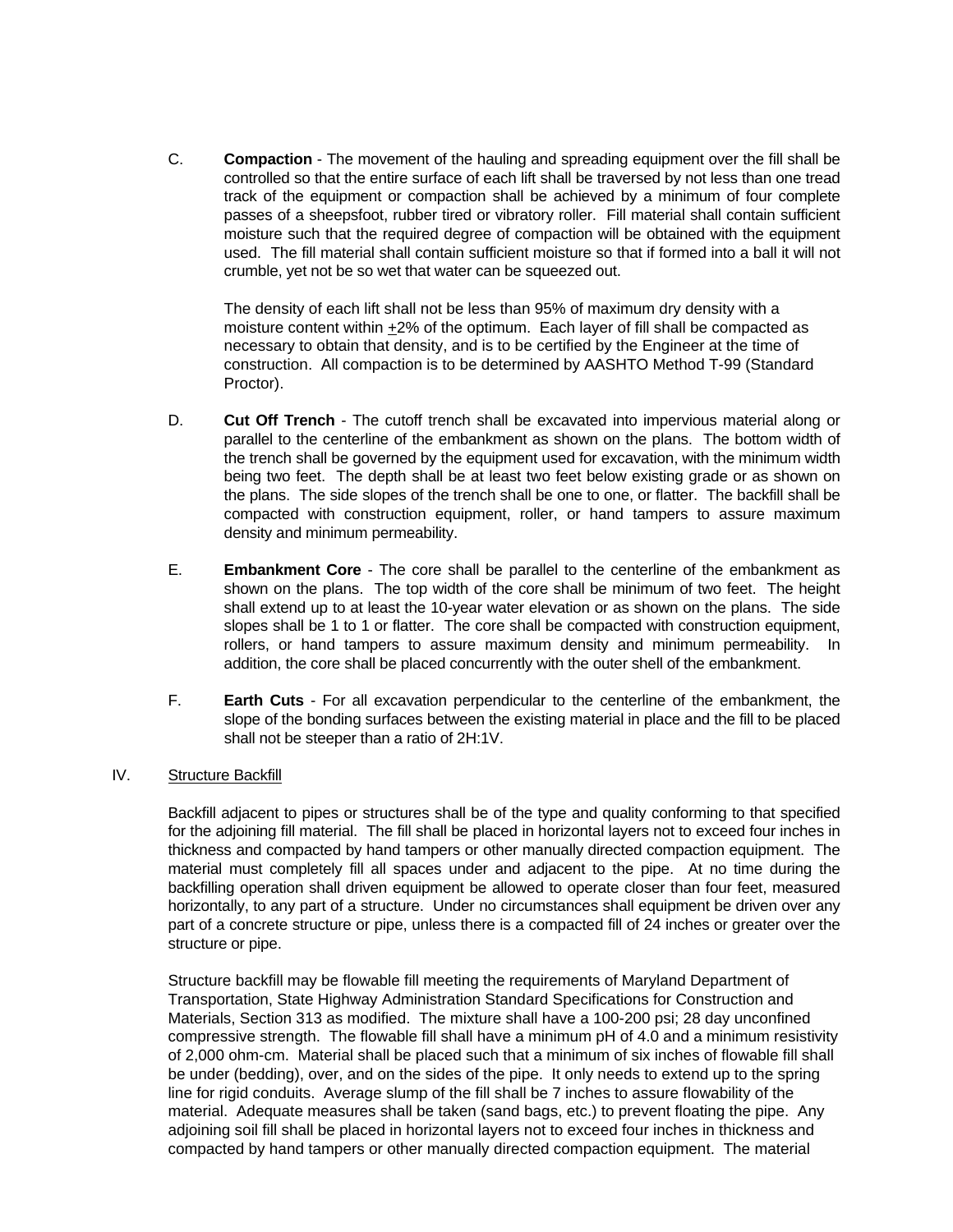C. **Compaction** - The movement of the hauling and spreading equipment over the fill shall be controlled so that the entire surface of each lift shall be traversed by not less than one tread track of the equipment or compaction shall be achieved by a minimum of four complete passes of a sheepsfoot, rubber tired or vibratory roller. Fill material shall contain sufficient moisture such that the required degree of compaction will be obtained with the equipment used. The fill material shall contain sufficient moisture so that if formed into a ball it will not crumble, yet not be so wet that water can be squeezed out.

The density of each lift shall not be less than 95% of maximum dry density with a moisture content within ±2% of the optimum. Each layer of fill shall be compacted as necessary to obtain that density, and is to be certified by the Engineer at the time of construction. All compaction is to be determined by AASHTO Method T-99 (Standard Proctor).

D. **Cut Off Trench** - The cutoff trench shall be excavated into impervious material along or parallel to the centerline of the embankment as shown on the plans. The bottom width of the trench shall be governed by the equipment used for excavation, with the minimum width being two feet. The depth shall be at least two feet below existing grade or as shown on the plans. The side slopes of the trench shall be one to one, or flatter. The backfill shall be compacted with construction equipment, roller, or hand tampers to assure maximum density and minimum permeability.

E. **Embankment Core** - The core shall be parallel to the centerline of the embankment as shown on the plans. The top width of the core shall be minimum of two feet. The height shall extend up to at least the 10-year water elevation or as shown on the plans. The side slopes shall be 1 to 1 or flatter. The core shall be compacted with construction equipment, rollers, or hand tampers to assure maximum density and minimum permeability. In addition, the core shall be placed concurrently with the outer shell of the embankment.

F. **Earth Cuts** - For all excavation perpendicular to the centerline of the embankment, the slope of the bonding surfaces between the existing material in place and the fill to be placed shall not be steeper than a ratio of 2H:1V.

IV. Structure Backfill

Backfill adjacent to pipes or structures shall be of the type and quality conforming to that specified for the adjoining fill material. The fill shall be placed in horizontal layers not to exceed four inches in thickness and compacted by hand tampers or other manually directed compaction equipment. The material must completely fill all spaces under and adjacent to the pipe. At no time during the backfilling operation shall driven equipment be allowed to operate closer than four feet, measured horizontally, to any part of a structure. Under no circumstances shall equipment be driven over any part of a concrete structure or pipe, unless there is a compacted fill of 24 inches or greater over the structure or pipe.

Structure backfill may be flowable fill meeting the requirements of Maryland Department of Transportation, State Highway Administration Standard Specifications for Construction and Materials, Section 313 as modified. The mixture shall have a 100-200 psi; 28 day unconfined compressive strength. The flowable fill shall have a minimum pH of 4.0 and a minimum resistivity of 2,000 ohm-cm. Material shall be placed such that a minimum of six inches of flowable fill shall be under (bedding), over, and on the sides of the pipe. It only needs to extend up to the spring line for rigid conduits. Average slump of the fill shall be 7 inches to assure flowability of the material. Adequate measures shall be taken (sand bags, etc.) to prevent floating the pipe. Any adjoining soil fill shall be placed in horizontal layers not to exceed four inches in thickness and compacted by hand tampers or other manually directed compaction equipment. The material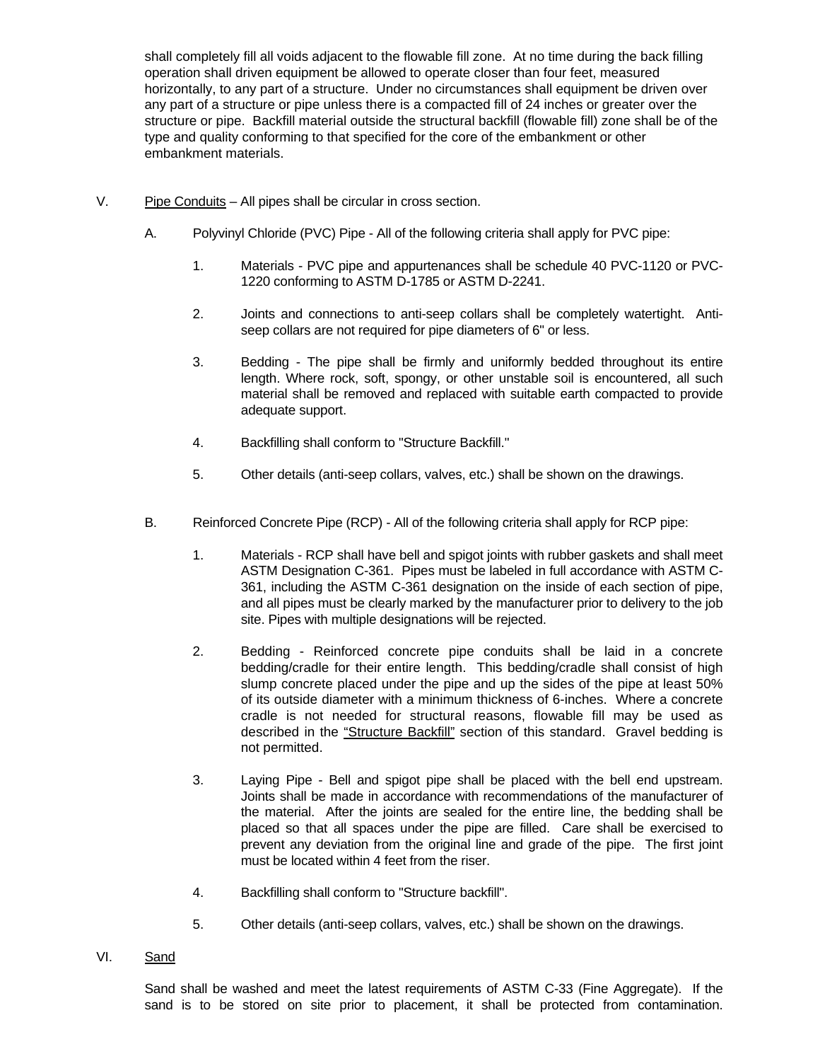shall completely fill all voids adjacent to the flowable fill zone. At no time during the back filling operation shall driven equipment be allowed to operate closer than four feet, measured horizontally, to any part of a structure. Under no circumstances shall equipment be driven over any part of a structure or pipe unless there is a compacted fill of 24 inches or greater over the structure or pipe. Backfill material outside the structural backfill (flowable fill) zone shall be of the type and quality conforming to that specified for the core of the embankment or other embankment materials.

V. Pipe Conduits – All pipes shall be circular in cross section.

A. Polyvinyl Chloride (PVC) Pipe - All of the following criteria shall apply for PVC pipe:

1. Materials - PVC pipe and appurtenances shall be schedule 40 PVC-1120 or PVC-1220 conforming to ASTM D-1785 or ASTM D-2241.

2. Joints and connections to anti-seep collars shall be completely watertight. Anti-seep collars are not required for pipe diameters of 6" or less.

3. Bedding - The pipe shall be firmly and uniformly bedded throughout its entire length. Where rock, soft, spongy, or other unstable soil is encountered, all such material shall be removed and replaced with suitable earth compacted to provide adequate support.

4. Backfilling shall conform to "Structure Backfill."

5. Other details (anti-seep collars, valves, etc.) shall be shown on the drawings.

B. Reinforced Concrete Pipe (RCP) - All of the following criteria shall apply for RCP pipe:

1. Materials - RCP shall have bell and spigot joints with rubber gaskets and shall meet ASTM Designation C-361. Pipes must be labeled in full accordance with ASTM C-361, including the ASTM C-361 designation on the inside of each section of pipe, and all pipes must be clearly marked by the manufacturer prior to delivery to the job site. Pipes with multiple designations will be rejected.

2. Bedding - Reinforced concrete pipe conduits shall be laid in a concrete bedding/cradle for their entire length. This bedding/cradle shall consist of high slump concrete placed under the pipe and up the sides of the pipe at least 50% of its outside diameter with a minimum thickness of 6-inches. Where a concrete cradle is not needed for structural reasons, flowable fill may be used as described in the "Structure Backfill" section of this standard. Gravel bedding is not permitted.

3. Laying Pipe - Bell and spigot pipe shall be placed with the bell end upstream. Joints shall be made in accordance with recommendations of the manufacturer of the material. After the joints are sealed for the entire line, the bedding shall be placed so that all spaces under the pipe are filled. Care shall be exercised to prevent any deviation from the original line and grade of the pipe. The first joint must be located within 4 feet from the riser.

4. Backfilling shall conform to "Structure backfill".

5. Other details (anti-seep collars, valves, etc.) shall be shown on the drawings.

VI. Sand

Sand shall be washed and meet the latest requirements of ASTM C-33 (Fine Aggregate). If the sand is to be stored on site prior to placement, it shall be protected from contamination.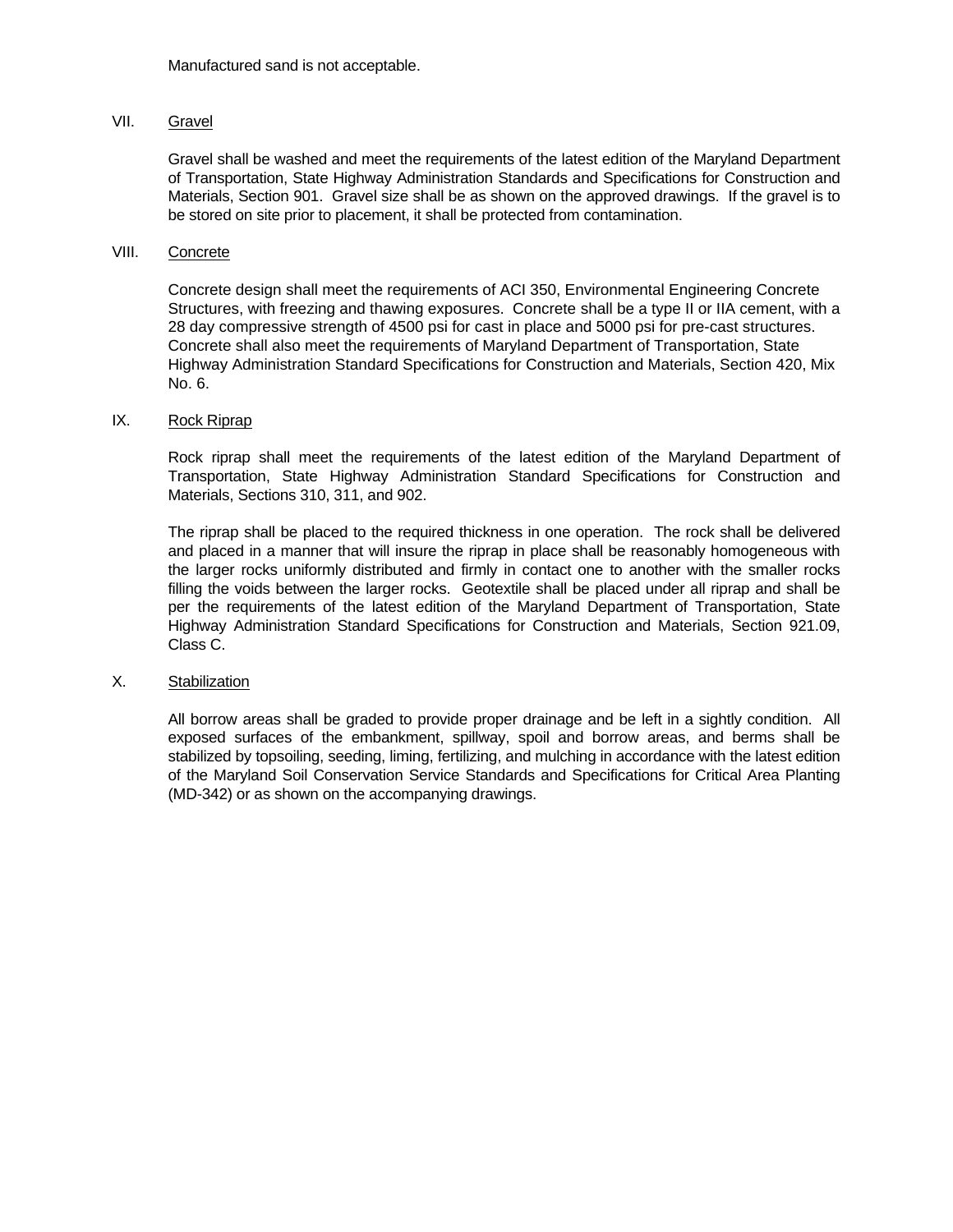Manufactured sand is not acceptable.

VII. Gravel

Gravel shall be washed and meet the requirements of the latest edition of the Maryland Department of Transportation, State Highway Administration Standards and Specifications for Construction and Materials, Section 901. Gravel size shall be as shown on the approved drawings. If the gravel is to be stored on site prior to placement, it shall be protected from contamination.

VIII. Concrete

Concrete design shall meet the requirements of ACI 350, Environmental Engineering Concrete Structures, with freezing and thawing exposures. Concrete shall be a type II or IIA cement, with a 28 day compressive strength of 4500 psi for cast in place and 5000 psi for pre-cast structures. Concrete shall also meet the requirements of Maryland Department of Transportation, State Highway Administration Standard Specifications for Construction and Materials, Section 420, Mix No. 6.

IX. Rock Riprap

Rock riprap shall meet the requirements of the latest edition of the Maryland Department of Transportation, State Highway Administration Standard Specifications for Construction and Materials, Sections 310, 311, and 902.

The riprap shall be placed to the required thickness in one operation. The rock shall be delivered and placed in a manner that will insure the riprap in place shall be reasonably homogeneous with the larger rocks uniformly distributed and firmly in contact one to another with the smaller rocks filling the voids between the larger rocks. Geotextile shall be placed under all riprap and shall be per the requirements of the latest edition of the Maryland Department of Transportation, State Highway Administration Standard Specifications for Construction and Materials, Section 921.09, Class C.

X. Stabilization

All borrow areas shall be graded to provide proper drainage and be left in a sightly condition. All exposed surfaces of the embankment, spillway, spoil and borrow areas, and berms shall be stabilized by topsoiling, seeding, liming, fertilizing, and mulching in accordance with the latest edition of the Maryland Soil Conservation Service Standards and Specifications for Critical Area Planting (MD-342) or as shown on the accompanying drawings.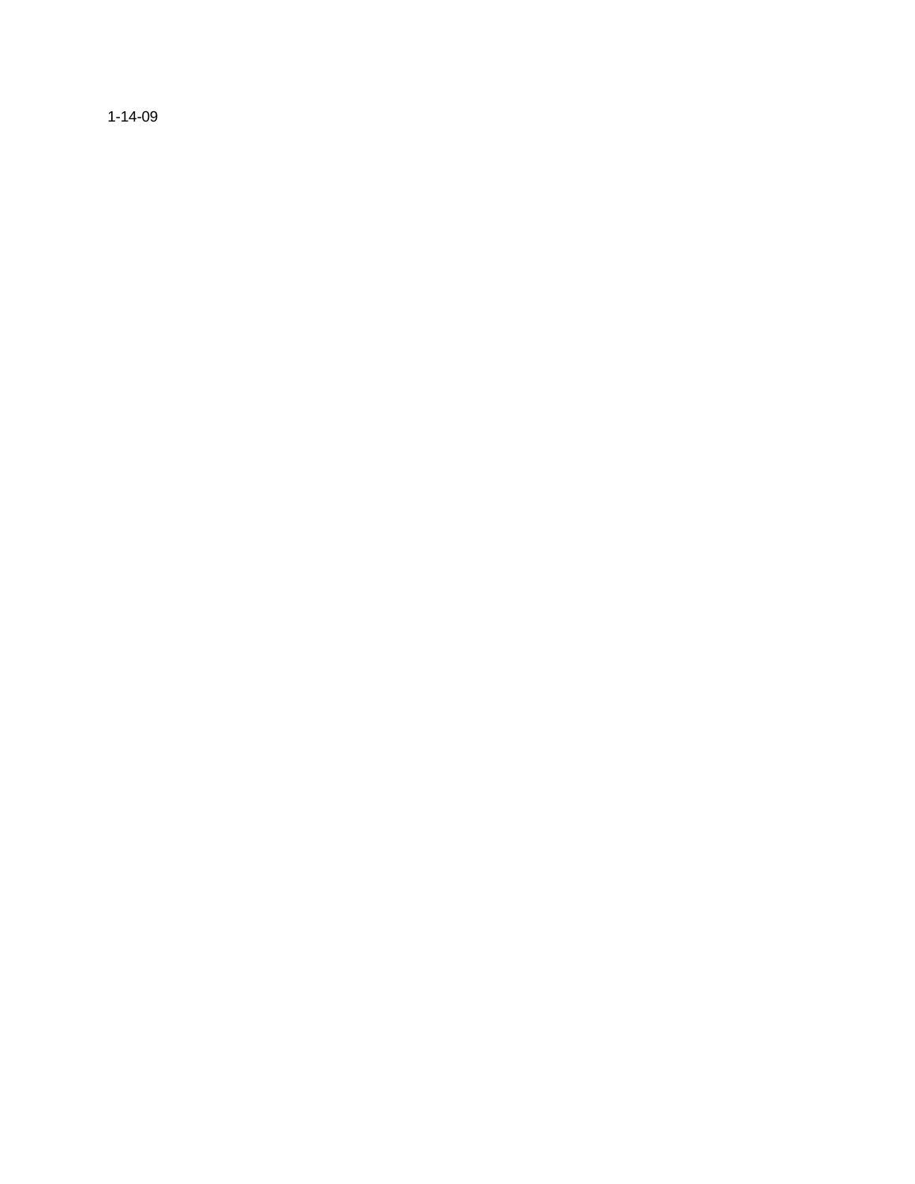1-14-09